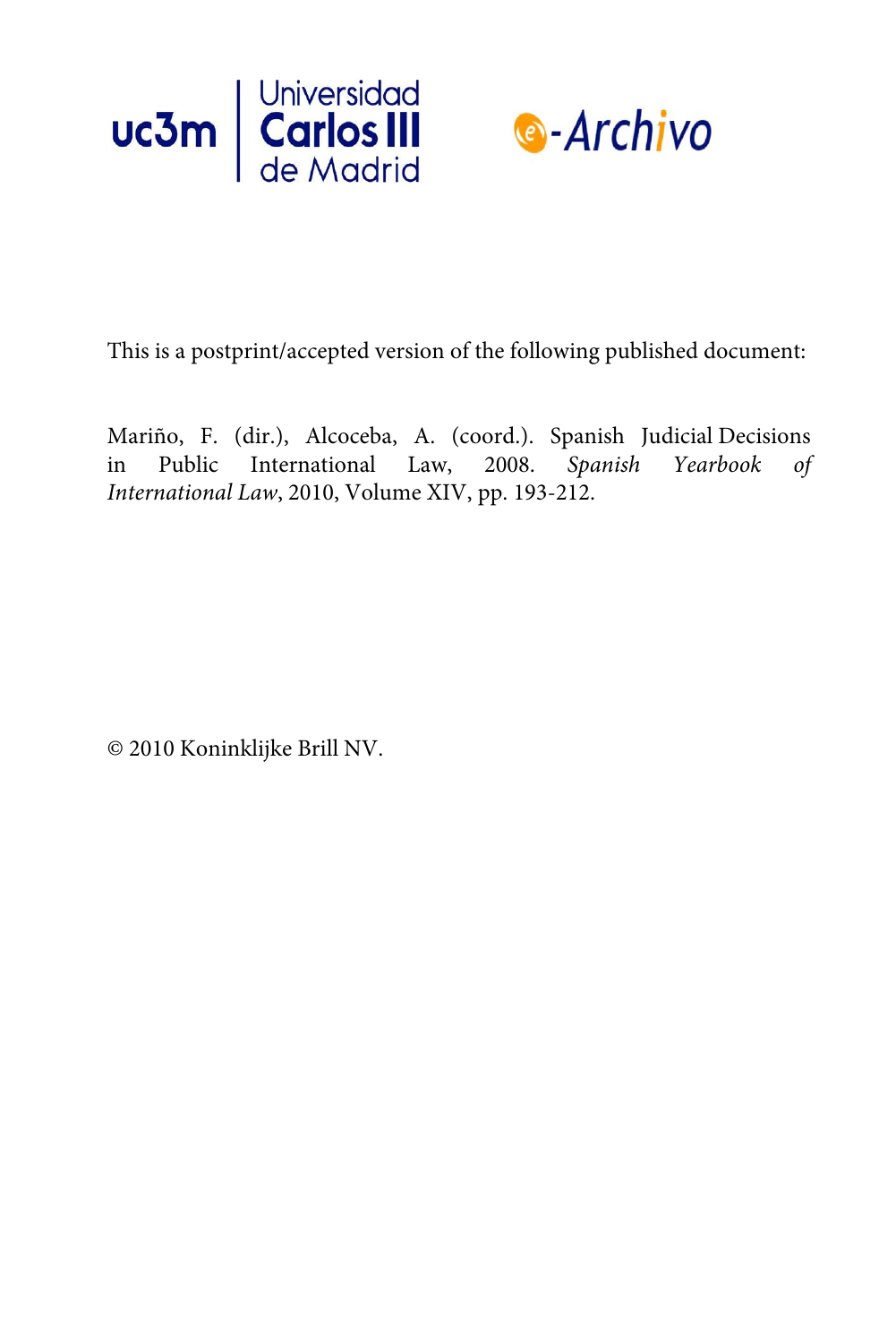This is a postprint/accepted version of the following published document:

Mariño, F. (dir.), Alcoceba, A. (coord.). Spanish Judicial Decisions in Public International Law, 2008. *Spanish Yearbook of International Law*, 2010, Volume XIV, pp. 193-212.

© 2010 Koninklijke Brill NV.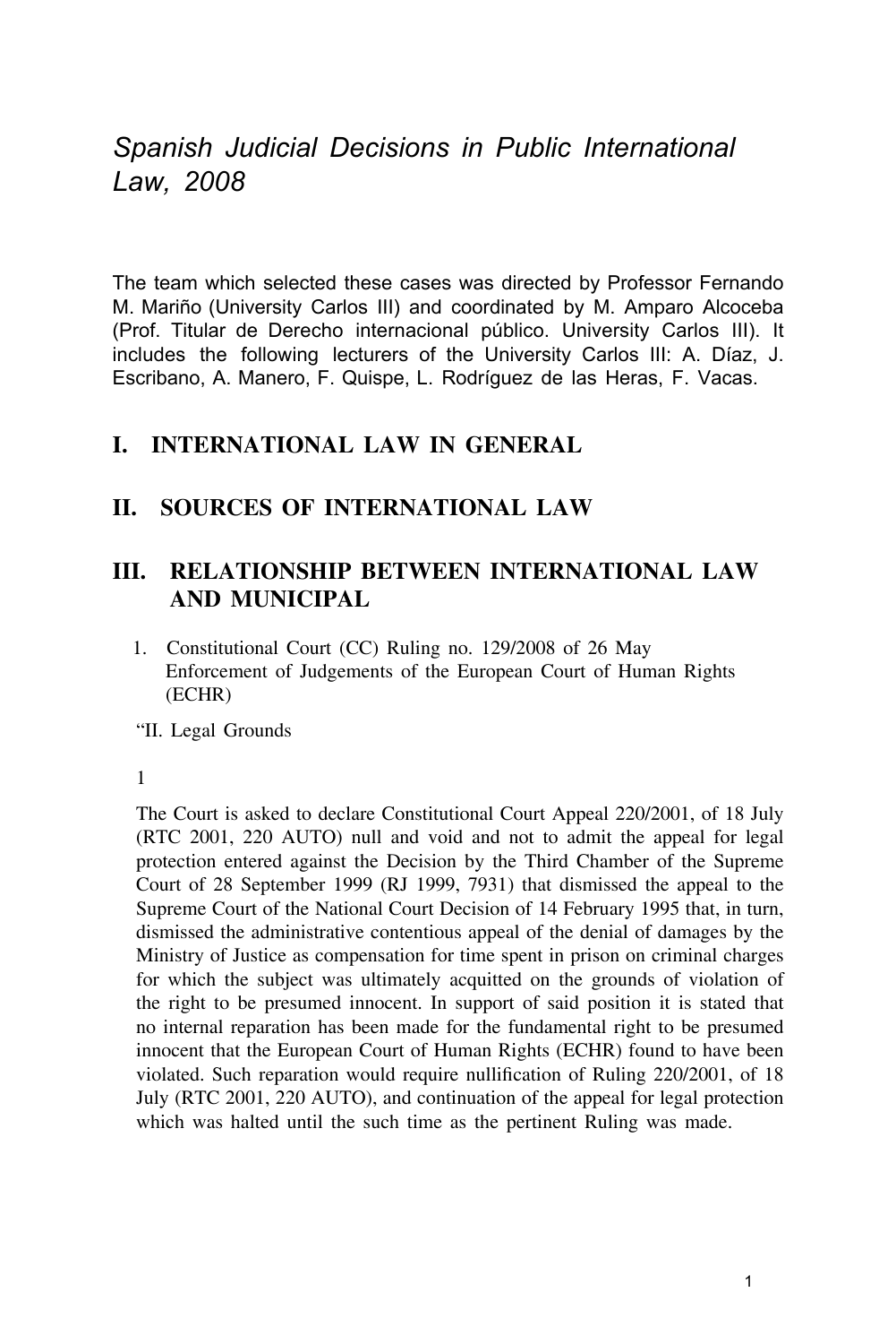# *Spanish Judicial Decisions in Public International Law, 2008*

The team which selected these cases was directed by Professor Fernando M. Mariño (University Carlos III) and coordinated by M. Amparo Alcoceba (Prof. Titular de Derecho internacional público. University Carlos III). It includes the following lecturers of the University Carlos III: A. Díaz, J. Escribano, A. Manero, F. Quispe, L. Rodríguez de las Heras, F. Vacas.

## I. INTERNATIONAL LAW IN GENERAL

## II. SOURCES OF INTERNATIONAL LAW

## III. RELATIONSHIP BETWEEN INTERNATIONAL LAW AND MUNICIPAL

1. Constitutional Court (CC) Ruling no. 129/2008 of 26 May
   Enforcement of Judgements of the European Court of Human Rights (ECHR)

"II. Legal Grounds

1

The Court is asked to declare Constitutional Court Appeal 220/2001, of 18 July (RTC 2001, 220 AUTO) null and void and not to admit the appeal for legal protection entered against the Decision by the Third Chamber of the Supreme Court of 28 September 1999 (RJ 1999, 7931) that dismissed the appeal to the Supreme Court of the National Court Decision of 14 February 1995 that, in turn, dismissed the administrative contentious appeal of the denial of damages by the Ministry of Justice as compensation for time spent in prison on criminal charges for which the subject was ultimately acquitted on the grounds of violation of the right to be presumed innocent. In support of said position it is stated that no internal reparation has been made for the fundamental right to be presumed innocent that the European Court of Human Rights (ECHR) found to have been violated. Such reparation would require nullification of Ruling 220/2001, of 18 July (RTC 2001, 220 AUTO), and continuation of the appeal for legal protection which was halted until the such time as the pertinent Ruling was made.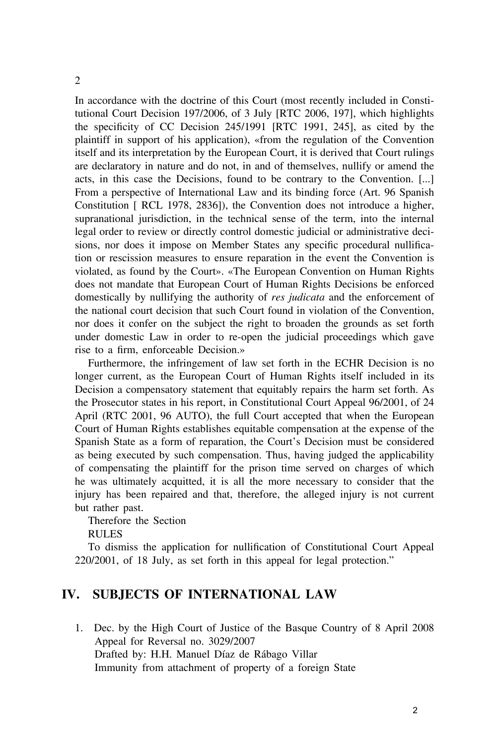In accordance with the doctrine of this Court (most recently included in Constitutional Court Decision 197/2006, of 3 July [RTC 2006, 197], which highlights the specificity of CC Decision 245/1991 [RTC 1991, 245], as cited by the plaintiff in support of his application), «from the regulation of the Convention itself and its interpretation by the European Court, it is derived that Court rulings are declaratory in nature and do not, in and of themselves, nullify or amend the acts, in this case the Decisions, found to be contrary to the Convention. [...] From a perspective of International Law and its binding force (Art. 96 Spanish Constitution [ RCL 1978, 2836]), the Convention does not introduce a higher, supranational jurisdiction, in the technical sense of the term, into the internal legal order to review or directly control domestic judicial or administrative decisions, nor does it impose on Member States any specific procedural nullification or rescission measures to ensure reparation in the event the Convention is violated, as found by the Court». «The European Convention on Human Rights does not mandate that European Court of Human Rights Decisions be enforced domestically by nullifying the authority of *res judicata* and the enforcement of the national court decision that such Court found in violation of the Convention, nor does it confer on the subject the right to broaden the grounds as set forth under domestic Law in order to re-open the judicial proceedings which gave rise to a firm, enforceable Decision.»

Furthermore, the infringement of law set forth in the ECHR Decision is no longer current, as the European Court of Human Rights itself included in its Decision a compensatory statement that equitably repairs the harm set forth. As the Prosecutor states in his report, in Constitutional Court Appeal 96/2001, of 24 April (RTC 2001, 96 AUTO), the full Court accepted that when the European Court of Human Rights establishes equitable compensation at the expense of the Spanish State as a form of reparation, the Court's Decision must be considered as being executed by such compensation. Thus, having judged the applicability of compensating the plaintiff for the prison time served on charges of which he was ultimately acquitted, it is all the more necessary to consider that the injury has been repaired and that, therefore, the alleged injury is not current but rather past.

Therefore the Section

RULES

To dismiss the application for nullification of Constitutional Court Appeal 220/2001, of 18 July, as set forth in this appeal for legal protection."

## IV. SUBJECTS OF INTERNATIONAL LAW

1. Dec. by the High Court of Justice of the Basque Country of 8 April 2008
   Appeal for Reversal no. 3029/2007
   Drafted by: H.H. Manuel Díaz de Rábago Villar
   Immunity from attachment of property of a foreign State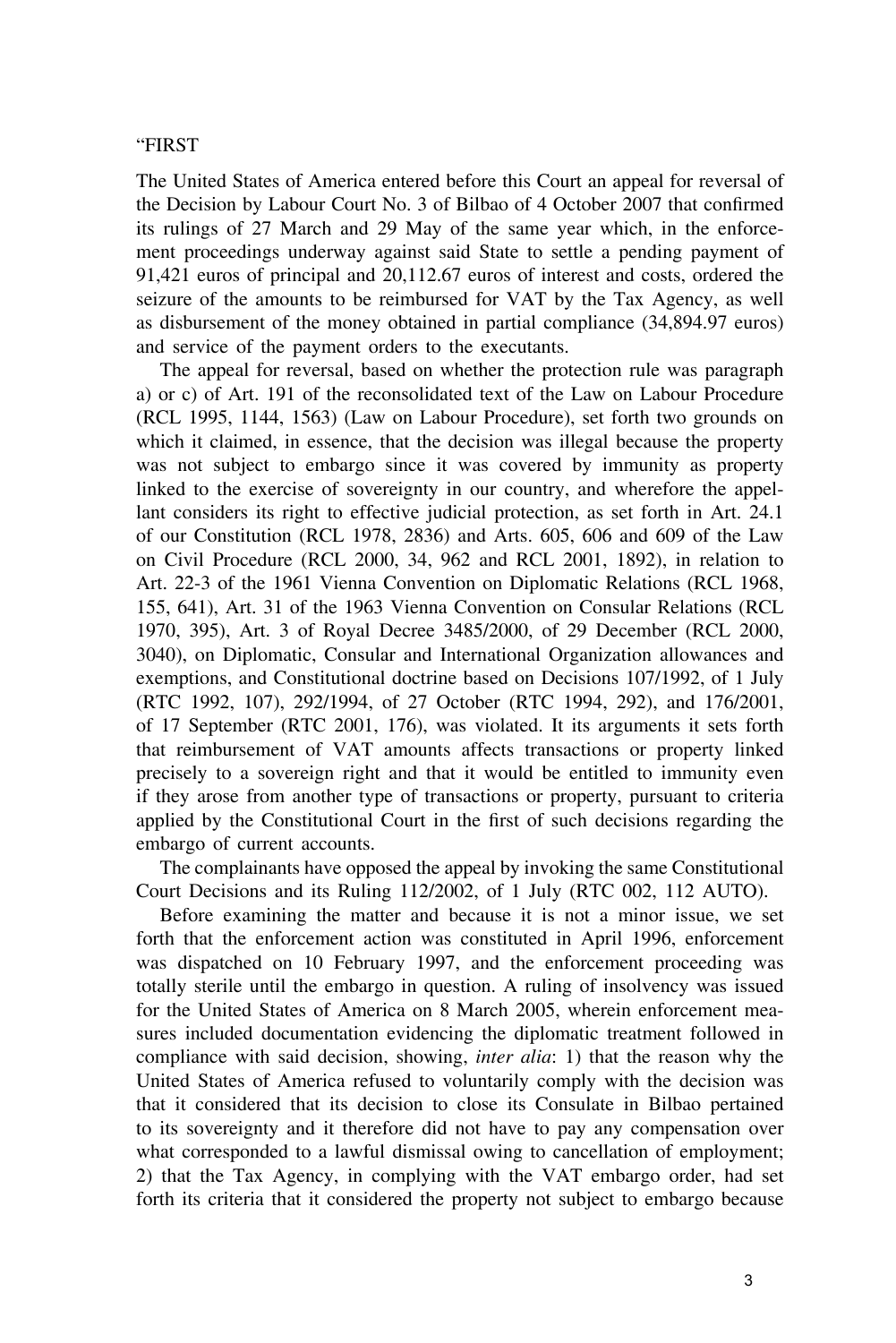"FIRST

The United States of America entered before this Court an appeal for reversal of the Decision by Labour Court No. 3 of Bilbao of 4 October 2007 that confirmed its rulings of 27 March and 29 May of the same year which, in the enforcement proceedings underway against said State to settle a pending payment of 91,421 euros of principal and 20,112.67 euros of interest and costs, ordered the seizure of the amounts to be reimbursed for VAT by the Tax Agency, as well as disbursement of the money obtained in partial compliance (34,894.97 euros) and service of the payment orders to the executants.

The appeal for reversal, based on whether the protection rule was paragraph a) or c) of Art. 191 of the reconsolidated text of the Law on Labour Procedure (RCL 1995, 1144, 1563) (Law on Labour Procedure), set forth two grounds on which it claimed, in essence, that the decision was illegal because the property was not subject to embargo since it was covered by immunity as property linked to the exercise of sovereignty in our country, and wherefore the appellant considers its right to effective judicial protection, as set forth in Art. 24.1 of our Constitution (RCL 1978, 2836) and Arts. 605, 606 and 609 of the Law on Civil Procedure (RCL 2000, 34, 962 and RCL 2001, 1892), in relation to Art. 22-3 of the 1961 Vienna Convention on Diplomatic Relations (RCL 1968, 155, 641), Art. 31 of the 1963 Vienna Convention on Consular Relations (RCL 1970, 395), Art. 3 of Royal Decree 3485/2000, of 29 December (RCL 2000, 3040), on Diplomatic, Consular and International Organization allowances and exemptions, and Constitutional doctrine based on Decisions 107/1992, of 1 July (RTC 1992, 107), 292/1994, of 27 October (RTC 1994, 292), and 176/2001, of 17 September (RTC 2001, 176), was violated. It its arguments it sets forth that reimbursement of VAT amounts affects transactions or property linked precisely to a sovereign right and that it would be entitled to immunity even if they arose from another type of transactions or property, pursuant to criteria applied by the Constitutional Court in the first of such decisions regarding the embargo of current accounts.

The complainants have opposed the appeal by invoking the same Constitutional Court Decisions and its Ruling 112/2002, of 1 July (RTC 002, 112 AUTO).

Before examining the matter and because it is not a minor issue, we set forth that the enforcement action was constituted in April 1996, enforcement was dispatched on 10 February 1997, and the enforcement proceeding was totally sterile until the embargo in question. A ruling of insolvency was issued for the United States of America on 8 March 2005, wherein enforcement measures included documentation evidencing the diplomatic treatment followed in compliance with said decision, showing, *inter alia*: 1) that the reason why the United States of America refused to voluntarily comply with the decision was that it considered that its decision to close its Consulate in Bilbao pertained to its sovereignty and it therefore did not have to pay any compensation over what corresponded to a lawful dismissal owing to cancellation of employment; 2) that the Tax Agency, in complying with the VAT embargo order, had set forth its criteria that it considered the property not subject to embargo because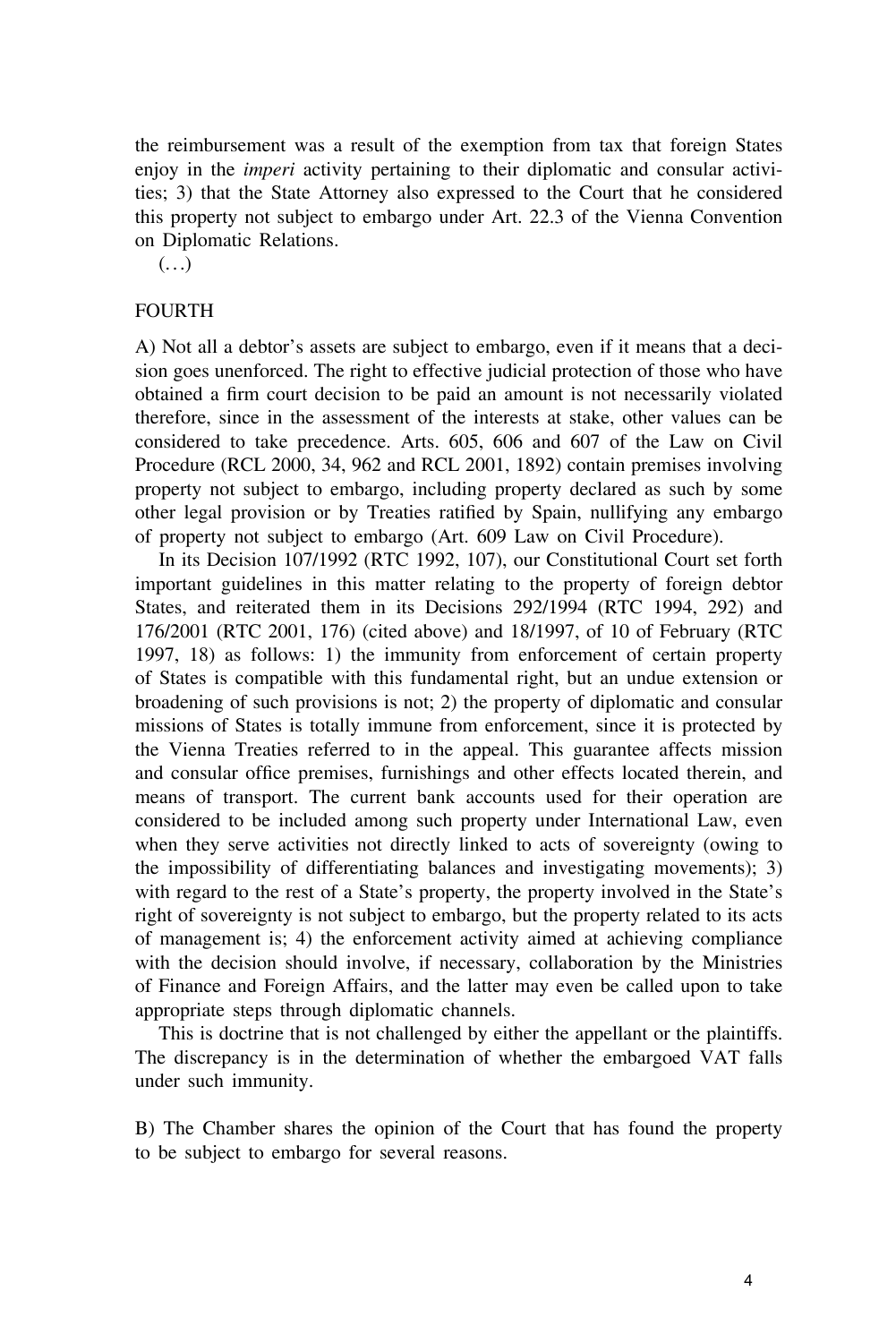the reimbursement was a result of the exemption from tax that foreign States enjoy in the *imperi* activity pertaining to their diplomatic and consular activities; 3) that the State Attorney also expressed to the Court that he considered this property not subject to embargo under Art. 22.3 of the Vienna Convention on Diplomatic Relations.

(…)

FOURTH

A) Not all a debtor's assets are subject to embargo, even if it means that a decision goes unenforced. The right to effective judicial protection of those who have obtained a firm court decision to be paid an amount is not necessarily violated therefore, since in the assessment of the interests at stake, other values can be considered to take precedence. Arts. 605, 606 and 607 of the Law on Civil Procedure (RCL 2000, 34, 962 and RCL 2001, 1892) contain premises involving property not subject to embargo, including property declared as such by some other legal provision or by Treaties ratified by Spain, nullifying any embargo of property not subject to embargo (Art. 609 Law on Civil Procedure).

In its Decision 107/1992 (RTC 1992, 107), our Constitutional Court set forth important guidelines in this matter relating to the property of foreign debtor States, and reiterated them in its Decisions 292/1994 (RTC 1994, 292) and 176/2001 (RTC 2001, 176) (cited above) and 18/1997, of 10 of February (RTC 1997, 18) as follows: 1) the immunity from enforcement of certain property of States is compatible with this fundamental right, but an undue extension or broadening of such provisions is not; 2) the property of diplomatic and consular missions of States is totally immune from enforcement, since it is protected by the Vienna Treaties referred to in the appeal. This guarantee affects mission and consular office premises, furnishings and other effects located therein, and means of transport. The current bank accounts used for their operation are considered to be included among such property under International Law, even when they serve activities not directly linked to acts of sovereignty (owing to the impossibility of differentiating balances and investigating movements); 3) with regard to the rest of a State's property, the property involved in the State's right of sovereignty is not subject to embargo, but the property related to its acts of management is; 4) the enforcement activity aimed at achieving compliance with the decision should involve, if necessary, collaboration by the Ministries of Finance and Foreign Affairs, and the latter may even be called upon to take appropriate steps through diplomatic channels.

This is doctrine that is not challenged by either the appellant or the plaintiffs. The discrepancy is in the determination of whether the embargoed VAT falls under such immunity.

B) The Chamber shares the opinion of the Court that has found the property to be subject to embargo for several reasons.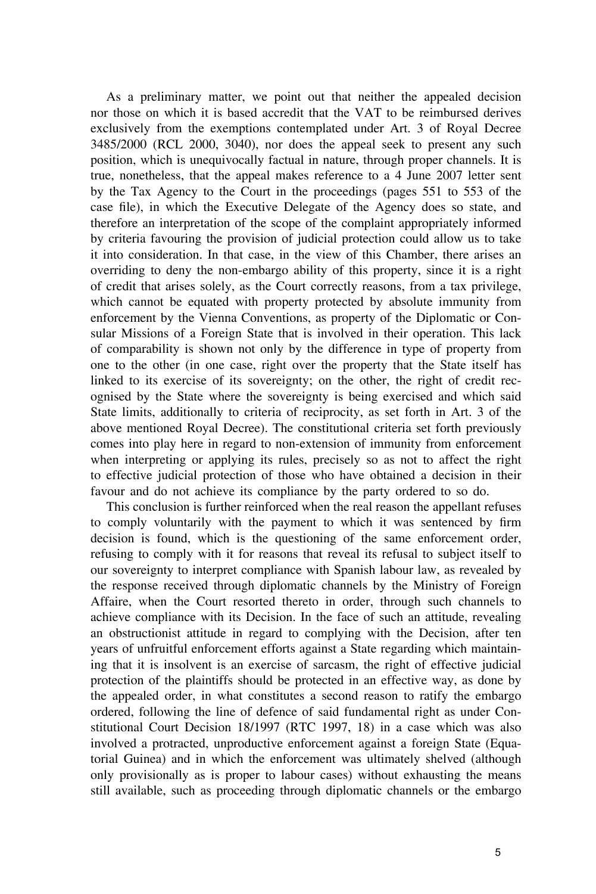As a preliminary matter, we point out that neither the appealed decision nor those on which it is based accredit that the VAT to be reimbursed derives exclusively from the exemptions contemplated under Art. 3 of Royal Decree 3485/2000 (RCL 2000, 3040), nor does the appeal seek to present any such position, which is unequivocally factual in nature, through proper channels. It is true, nonetheless, that the appeal makes reference to a 4 June 2007 letter sent by the Tax Agency to the Court in the proceedings (pages 551 to 553 of the case file), in which the Executive Delegate of the Agency does so state, and therefore an interpretation of the scope of the complaint appropriately informed by criteria favouring the provision of judicial protection could allow us to take it into consideration. In that case, in the view of this Chamber, there arises an overriding to deny the non-embargo ability of this property, since it is a right of credit that arises solely, as the Court correctly reasons, from a tax privilege, which cannot be equated with property protected by absolute immunity from enforcement by the Vienna Conventions, as property of the Diplomatic or Consular Missions of a Foreign State that is involved in their operation. This lack of comparability is shown not only by the difference in type of property from one to the other (in one case, right over the property that the State itself has linked to its exercise of its sovereignty; on the other, the right of credit recognised by the State where the sovereignty is being exercised and which said State limits, additionally to criteria of reciprocity, as set forth in Art. 3 of the above mentioned Royal Decree). The constitutional criteria set forth previously comes into play here in regard to non-extension of immunity from enforcement when interpreting or applying its rules, precisely so as not to affect the right to effective judicial protection of those who have obtained a decision in their favour and do not achieve its compliance by the party ordered to so do.

This conclusion is further reinforced when the real reason the appellant refuses to comply voluntarily with the payment to which it was sentenced by firm decision is found, which is the questioning of the same enforcement order, refusing to comply with it for reasons that reveal its refusal to subject itself to our sovereignty to interpret compliance with Spanish labour law, as revealed by the response received through diplomatic channels by the Ministry of Foreign Affaire, when the Court resorted thereto in order, through such channels to achieve compliance with its Decision. In the face of such an attitude, revealing an obstructionist attitude in regard to complying with the Decision, after ten years of unfruitful enforcement efforts against a State regarding which maintaining that it is insolvent is an exercise of sarcasm, the right of effective judicial protection of the plaintiffs should be protected in an effective way, as done by the appealed order, in what constitutes a second reason to ratify the embargo ordered, following the line of defence of said fundamental right as under Constitutional Court Decision 18/1997 (RTC 1997, 18) in a case which was also involved a protracted, unproductive enforcement against a foreign State (Equatorial Guinea) and in which the enforcement was ultimately shelved (although only provisionally as is proper to labour cases) without exhausting the means still available, such as proceeding through diplomatic channels or the embargo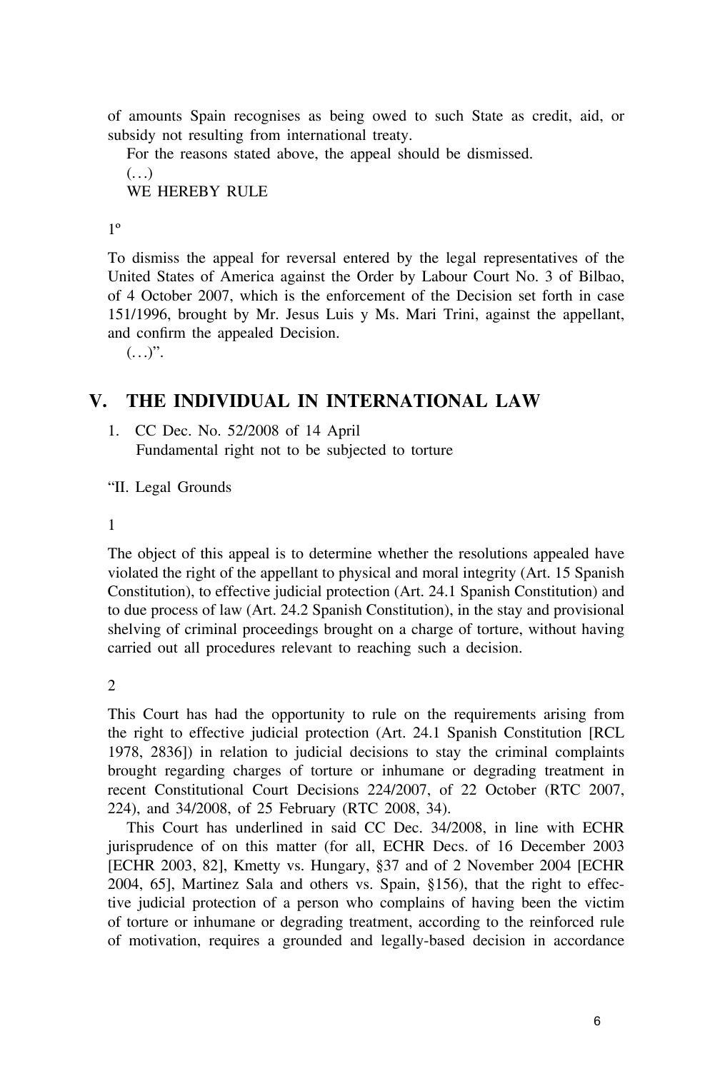of amounts Spain recognises as being owed to such State as credit, aid, or subsidy not resulting from international treaty.

For the reasons stated above, the appeal should be dismissed.

(…)

WE HEREBY RULE

1º

To dismiss the appeal for reversal entered by the legal representatives of the United States of America against the Order by Labour Court No. 3 of Bilbao, of 4 October 2007, which is the enforcement of the Decision set forth in case 151/1996, brought by Mr. Jesus Luis y Ms. Mari Trini, against the appellant, and confirm the appealed Decision.

(…)”.

## V. THE INDIVIDUAL IN INTERNATIONAL LAW

1. CC Dec. No. 52/2008 of 14 April
   Fundamental right not to be subjected to torture

“II. Legal Grounds

1

The object of this appeal is to determine whether the resolutions appealed have violated the right of the appellant to physical and moral integrity (Art. 15 Spanish Constitution), to effective judicial protection (Art. 24.1 Spanish Constitution) and to due process of law (Art. 24.2 Spanish Constitution), in the stay and provisional shelving of criminal proceedings brought on a charge of torture, without having carried out all procedures relevant to reaching such a decision.

2

This Court has had the opportunity to rule on the requirements arising from the right to effective judicial protection (Art. 24.1 Spanish Constitution [RCL 1978, 2836]) in relation to judicial decisions to stay the criminal complaints brought regarding charges of torture or inhumane or degrading treatment in recent Constitutional Court Decisions 224/2007, of 22 October (RTC 2007, 224), and 34/2008, of 25 February (RTC 2008, 34).

This Court has underlined in said CC Dec. 34/2008, in line with ECHR jurisprudence of on this matter (for all, ECHR Decs. of 16 December 2003 [ECHR 2003, 82], Kmetty vs. Hungary, §37 and of 2 November 2004 [ECHR 2004, 65], Martinez Sala and others vs. Spain, §156), that the right to effective judicial protection of a person who complains of having been the victim of torture or inhumane or degrading treatment, according to the reinforced rule of motivation, requires a grounded and legally-based decision in accordance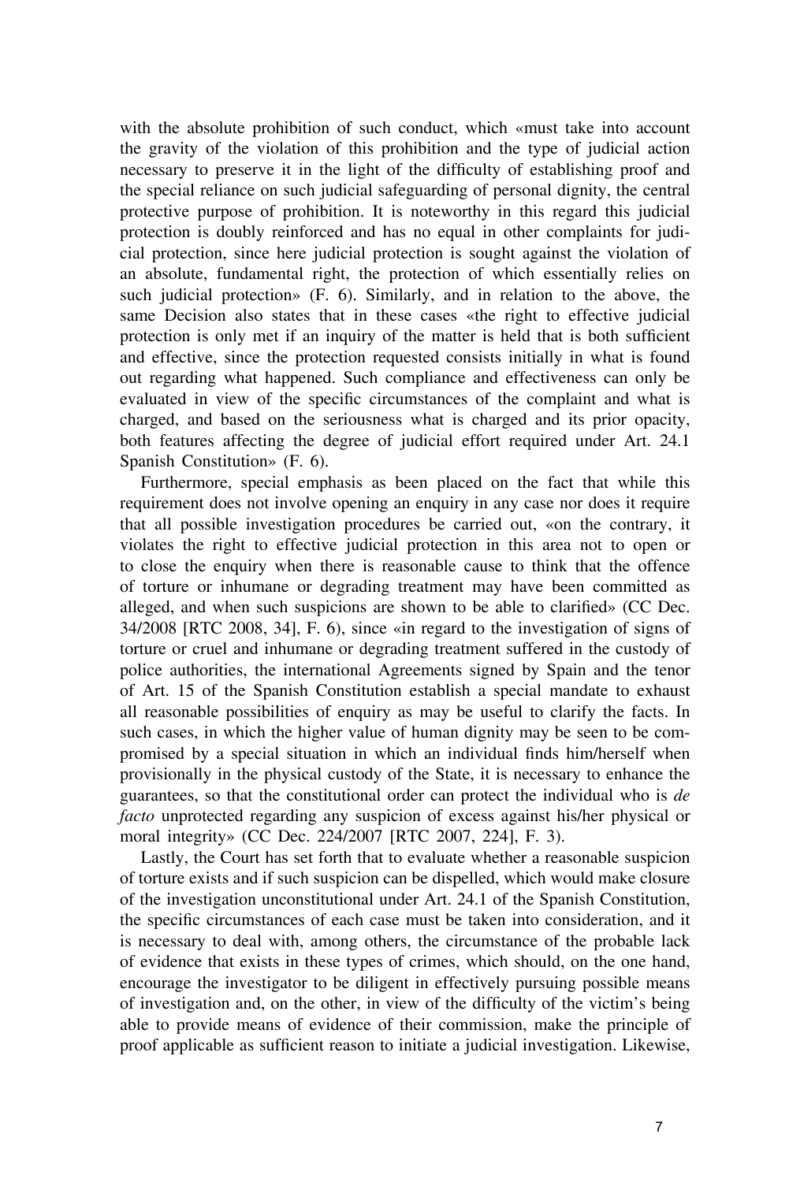with the absolute prohibition of such conduct, which «must take into account the gravity of the violation of this prohibition and the type of judicial action necessary to preserve it in the light of the difficulty of establishing proof and the special reliance on such judicial safeguarding of personal dignity, the central protective purpose of prohibition. It is noteworthy in this regard this judicial protection is doubly reinforced and has no equal in other complaints for judicial protection, since here judicial protection is sought against the violation of an absolute, fundamental right, the protection of which essentially relies on such judicial protection» (F. 6). Similarly, and in relation to the above, the same Decision also states that in these cases «the right to effective judicial protection is only met if an inquiry of the matter is held that is both sufficient and effective, since the protection requested consists initially in what is found out regarding what happened. Such compliance and effectiveness can only be evaluated in view of the specific circumstances of the complaint and what is charged, and based on the seriousness what is charged and its prior opacity, both features affecting the degree of judicial effort required under Art. 24.1 Spanish Constitution» (F. 6).

Furthermore, special emphasis as been placed on the fact that while this requirement does not involve opening an enquiry in any case nor does it require that all possible investigation procedures be carried out, «on the contrary, it violates the right to effective judicial protection in this area not to open or to close the enquiry when there is reasonable cause to think that the offence of torture or inhumane or degrading treatment may have been committed as alleged, and when such suspicions are shown to be able to clarified» (CC Dec. 34/2008 [RTC 2008, 34], F. 6), since «in regard to the investigation of signs of torture or cruel and inhumane or degrading treatment suffered in the custody of police authorities, the international Agreements signed by Spain and the tenor of Art. 15 of the Spanish Constitution establish a special mandate to exhaust all reasonable possibilities of enquiry as may be useful to clarify the facts. In such cases, in which the higher value of human dignity may be seen to be compromised by a special situation in which an individual finds him/herself when provisionally in the physical custody of the State, it is necessary to enhance the guarantees, so that the constitutional order can protect the individual who is *de facto* unprotected regarding any suspicion of excess against his/her physical or moral integrity» (CC Dec. 224/2007 [RTC 2007, 224], F. 3).

Lastly, the Court has set forth that to evaluate whether a reasonable suspicion of torture exists and if such suspicion can be dispelled, which would make closure of the investigation unconstitutional under Art. 24.1 of the Spanish Constitution, the specific circumstances of each case must be taken into consideration, and it is necessary to deal with, among others, the circumstance of the probable lack of evidence that exists in these types of crimes, which should, on the one hand, encourage the investigator to be diligent in effectively pursuing possible means of investigation and, on the other, in view of the difficulty of the victim's being able to provide means of evidence of their commission, make the principle of proof applicable as sufficient reason to initiate a judicial investigation. Likewise,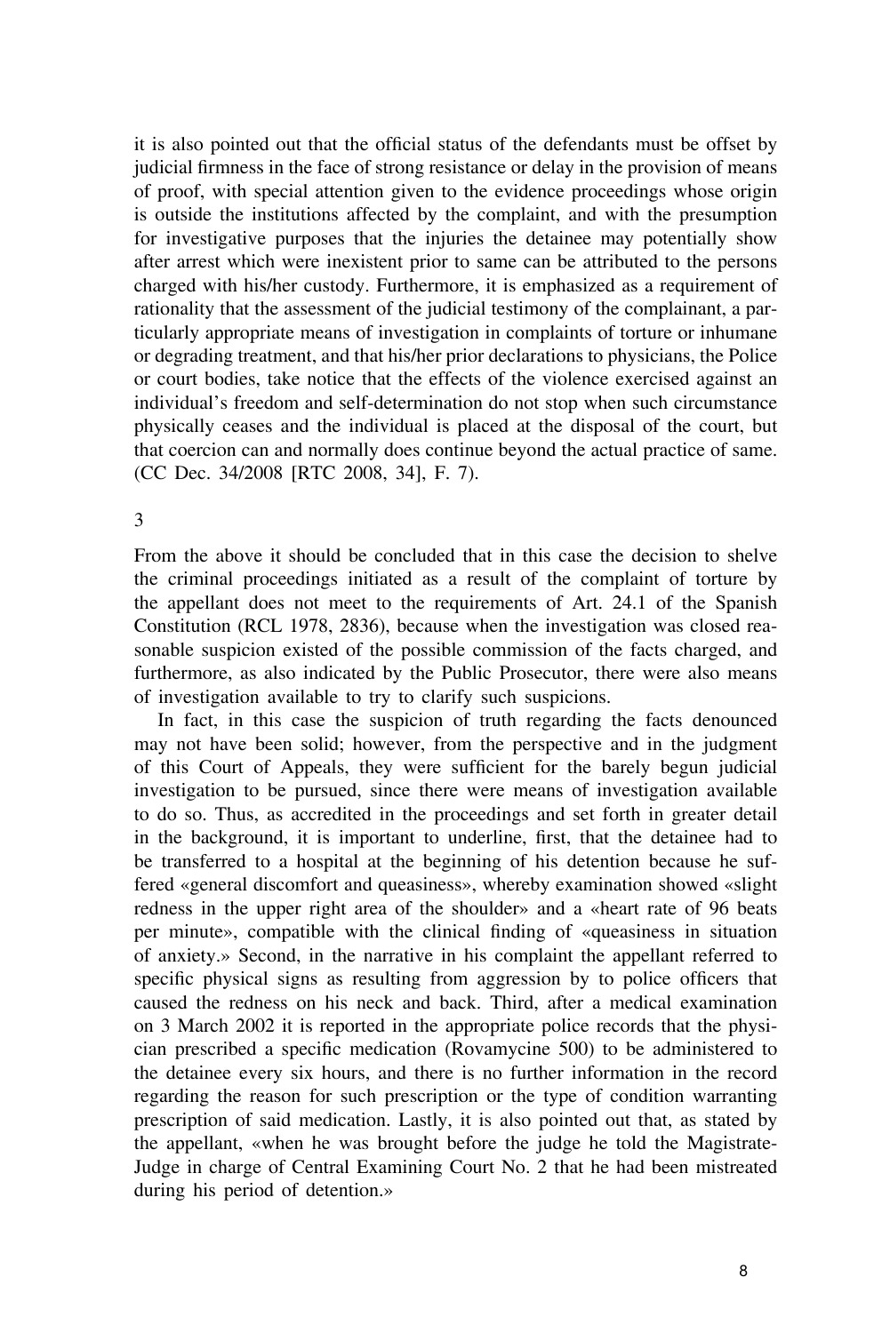it is also pointed out that the official status of the defendants must be offset by judicial firmness in the face of strong resistance or delay in the provision of means of proof, with special attention given to the evidence proceedings whose origin is outside the institutions affected by the complaint, and with the presumption for investigative purposes that the injuries the detainee may potentially show after arrest which were inexistent prior to same can be attributed to the persons charged with his/her custody. Furthermore, it is emphasized as a requirement of rationality that the assessment of the judicial testimony of the complainant, a particularly appropriate means of investigation in complaints of torture or inhumane or degrading treatment, and that his/her prior declarations to physicians, the Police or court bodies, take notice that the effects of the violence exercised against an individual's freedom and self-determination do not stop when such circumstance physically ceases and the individual is placed at the disposal of the court, but that coercion can and normally does continue beyond the actual practice of same. (CC Dec. 34/2008 [RTC 2008, 34], F. 7).

3

From the above it should be concluded that in this case the decision to shelve the criminal proceedings initiated as a result of the complaint of torture by the appellant does not meet to the requirements of Art. 24.1 of the Spanish Constitution (RCL 1978, 2836), because when the investigation was closed reasonable suspicion existed of the possible commission of the facts charged, and furthermore, as also indicated by the Public Prosecutor, there were also means of investigation available to try to clarify such suspicions.

In fact, in this case the suspicion of truth regarding the facts denounced may not have been solid; however, from the perspective and in the judgment of this Court of Appeals, they were sufficient for the barely begun judicial investigation to be pursued, since there were means of investigation available to do so. Thus, as accredited in the proceedings and set forth in greater detail in the background, it is important to underline, first, that the detainee had to be transferred to a hospital at the beginning of his detention because he suffered «general discomfort and queasiness», whereby examination showed «slight redness in the upper right area of the shoulder» and a «heart rate of 96 beats per minute», compatible with the clinical finding of «queasiness in situation of anxiety.» Second, in the narrative in his complaint the appellant referred to specific physical signs as resulting from aggression by to police officers that caused the redness on his neck and back. Third, after a medical examination on 3 March 2002 it is reported in the appropriate police records that the physician prescribed a specific medication (Rovamycine 500) to be administered to the detainee every six hours, and there is no further information in the record regarding the reason for such prescription or the type of condition warranting prescription of said medication. Lastly, it is also pointed out that, as stated by the appellant, «when he was brought before the judge he told the Magistrate-Judge in charge of Central Examining Court No. 2 that he had been mistreated during his period of detention.»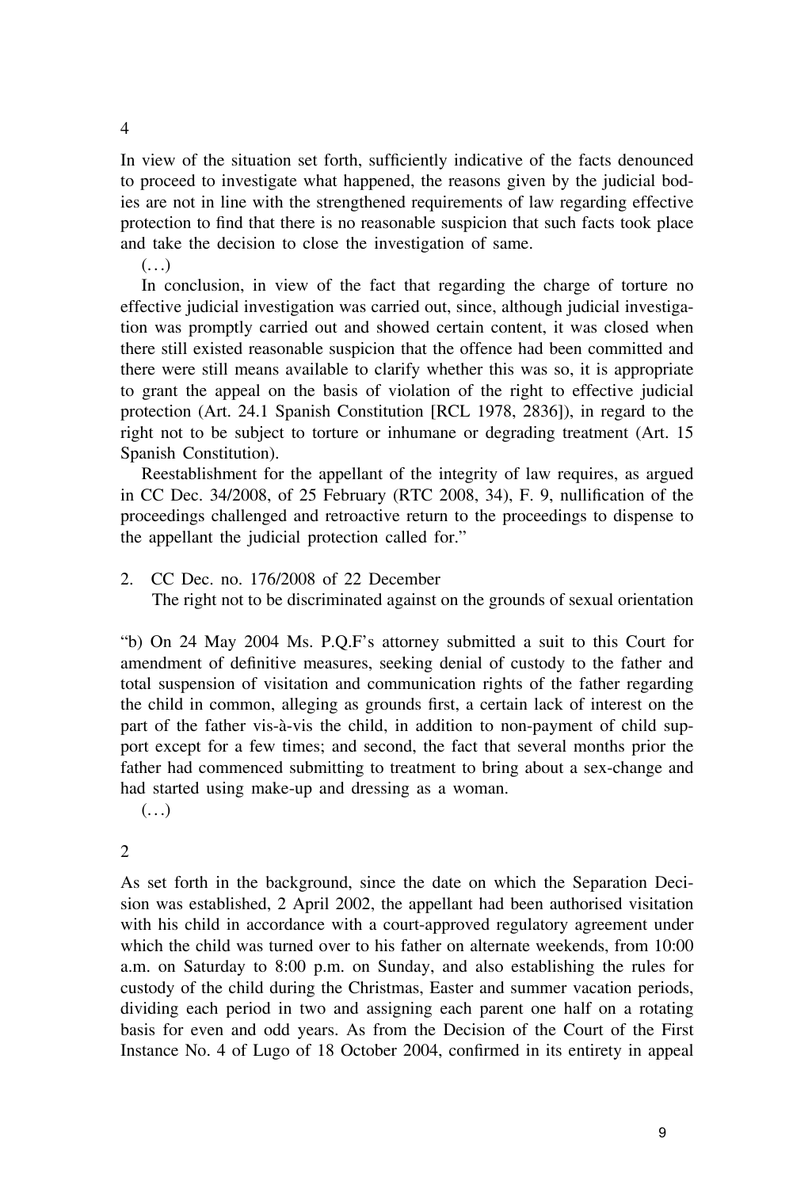4

In view of the situation set forth, sufficiently indicative of the facts denounced to proceed to investigate what happened, the reasons given by the judicial bodies are not in line with the strengthened requirements of law regarding effective protection to find that there is no reasonable suspicion that such facts took place and take the decision to close the investigation of same.

(…)

In conclusion, in view of the fact that regarding the charge of torture no effective judicial investigation was carried out, since, although judicial investigation was promptly carried out and showed certain content, it was closed when there still existed reasonable suspicion that the offence had been committed and there were still means available to clarify whether this was so, it is appropriate to grant the appeal on the basis of violation of the right to effective judicial protection (Art. 24.1 Spanish Constitution [RCL 1978, 2836]), in regard to the right not to be subject to torture or inhumane or degrading treatment (Art. 15 Spanish Constitution).

Reestablishment for the appellant of the integrity of law requires, as argued in CC Dec. 34/2008, of 25 February (RTC 2008, 34), F. 9, nullification of the proceedings challenged and retroactive return to the proceedings to dispense to the appellant the judicial protection called for."

2. CC Dec. no. 176/2008 of 22 December
   The right not to be discriminated against on the grounds of sexual orientation

"b) On 24 May 2004 Ms. P.Q.F's attorney submitted a suit to this Court for amendment of definitive measures, seeking denial of custody to the father and total suspension of visitation and communication rights of the father regarding the child in common, alleging as grounds first, a certain lack of interest on the part of the father vis-à-vis the child, in addition to non-payment of child support except for a few times; and second, the fact that several months prior the father had commenced submitting to treatment to bring about a sex-change and had started using make-up and dressing as a woman.

(…)

2

As set forth in the background, since the date on which the Separation Decision was established, 2 April 2002, the appellant had been authorised visitation with his child in accordance with a court-approved regulatory agreement under which the child was turned over to his father on alternate weekends, from 10:00 a.m. on Saturday to 8:00 p.m. on Sunday, and also establishing the rules for custody of the child during the Christmas, Easter and summer vacation periods, dividing each period in two and assigning each parent one half on a rotating basis for even and odd years. As from the Decision of the Court of the First Instance No. 4 of Lugo of 18 October 2004, confirmed in its entirety in appeal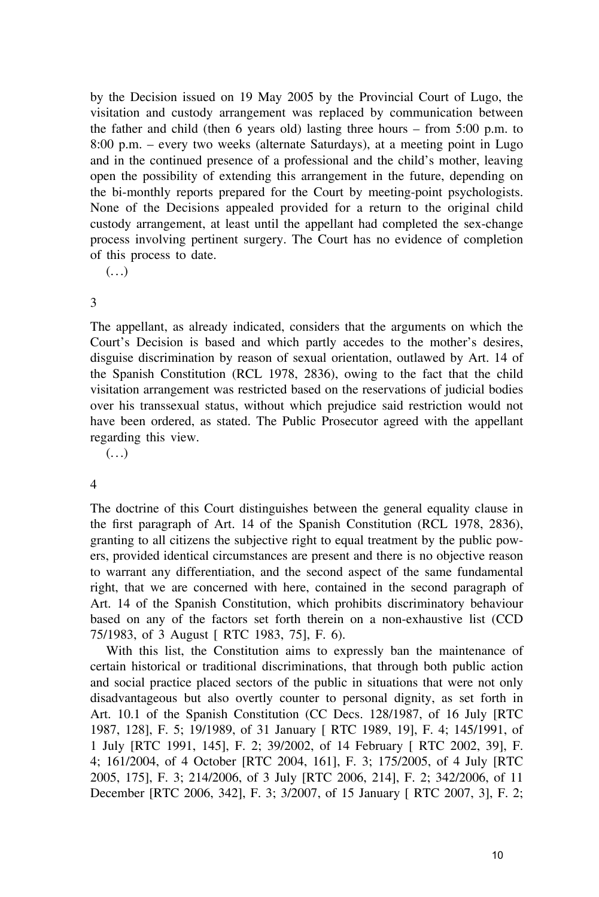by the Decision issued on 19 May 2005 by the Provincial Court of Lugo, the visitation and custody arrangement was replaced by communication between the father and child (then 6 years old) lasting three hours – from 5:00 p.m. to 8:00 p.m. – every two weeks (alternate Saturdays), at a meeting point in Lugo and in the continued presence of a professional and the child's mother, leaving open the possibility of extending this arrangement in the future, depending on the bi-monthly reports prepared for the Court by meeting-point psychologists. None of the Decisions appealed provided for a return to the original child custody arrangement, at least until the appellant had completed the sex-change process involving pertinent surgery. The Court has no evidence of completion of this process to date.

(…)

3

The appellant, as already indicated, considers that the arguments on which the Court's Decision is based and which partly accedes to the mother's desires, disguise discrimination by reason of sexual orientation, outlawed by Art. 14 of the Spanish Constitution (RCL 1978, 2836), owing to the fact that the child visitation arrangement was restricted based on the reservations of judicial bodies over his transsexual status, without which prejudice said restriction would not have been ordered, as stated. The Public Prosecutor agreed with the appellant regarding this view.

(…)

4

The doctrine of this Court distinguishes between the general equality clause in the first paragraph of Art. 14 of the Spanish Constitution (RCL 1978, 2836), granting to all citizens the subjective right to equal treatment by the public powers, provided identical circumstances are present and there is no objective reason to warrant any differentiation, and the second aspect of the same fundamental right, that we are concerned with here, contained in the second paragraph of Art. 14 of the Spanish Constitution, which prohibits discriminatory behaviour based on any of the factors set forth therein on a non-exhaustive list (CCD 75/1983, of 3 August [ RTC 1983, 75], F. 6).

With this list, the Constitution aims to expressly ban the maintenance of certain historical or traditional discriminations, that through both public action and social practice placed sectors of the public in situations that were not only disadvantageous but also overtly counter to personal dignity, as set forth in Art. 10.1 of the Spanish Constitution (CC Decs. 128/1987, of 16 July [RTC 1987, 128], F. 5; 19/1989, of 31 January [ RTC 1989, 19], F. 4; 145/1991, of 1 July [RTC 1991, 145], F. 2; 39/2002, of 14 February [ RTC 2002, 39], F. 4; 161/2004, of 4 October [RTC 2004, 161], F. 3; 175/2005, of 4 July [RTC 2005, 175], F. 3; 214/2006, of 3 July [RTC 2006, 214], F. 2; 342/2006, of 11 December [RTC 2006, 342], F. 3; 3/2007, of 15 January [ RTC 2007, 3], F. 2;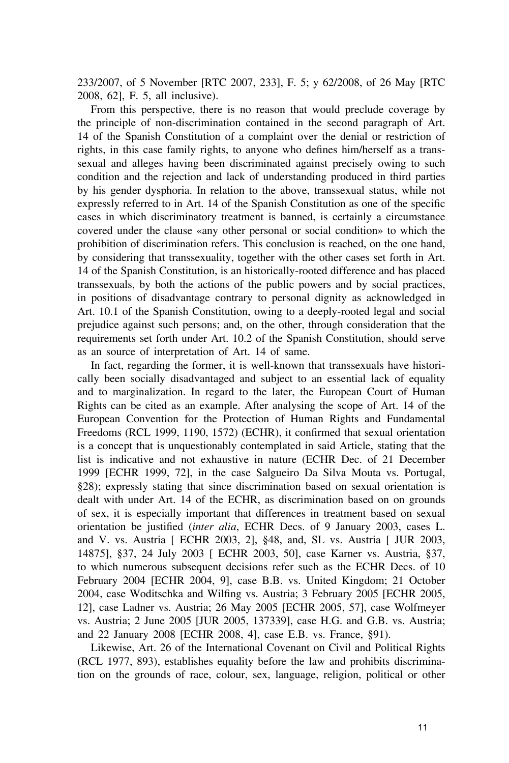233/2007, of 5 November [RTC 2007, 233], F. 5; y 62/2008, of 26 May [RTC 2008, 62], F. 5, all inclusive).

From this perspective, there is no reason that would preclude coverage by the principle of non-discrimination contained in the second paragraph of Art. 14 of the Spanish Constitution of a complaint over the denial or restriction of rights, in this case family rights, to anyone who defines him/herself as a transsexual and alleges having been discriminated against precisely owing to such condition and the rejection and lack of understanding produced in third parties by his gender dysphoria. In relation to the above, transsexual status, while not expressly referred to in Art. 14 of the Spanish Constitution as one of the specific cases in which discriminatory treatment is banned, is certainly a circumstance covered under the clause «any other personal or social condition» to which the prohibition of discrimination refers. This conclusion is reached, on the one hand, by considering that transsexuality, together with the other cases set forth in Art. 14 of the Spanish Constitution, is an historically-rooted difference and has placed transsexuals, by both the actions of the public powers and by social practices, in positions of disadvantage contrary to personal dignity as acknowledged in Art. 10.1 of the Spanish Constitution, owing to a deeply-rooted legal and social prejudice against such persons; and, on the other, through consideration that the requirements set forth under Art. 10.2 of the Spanish Constitution, should serve as an source of interpretation of Art. 14 of same.

In fact, regarding the former, it is well-known that transsexuals have historically been socially disadvantaged and subject to an essential lack of equality and to marginalization. In regard to the later, the European Court of Human Rights can be cited as an example. After analysing the scope of Art. 14 of the European Convention for the Protection of Human Rights and Fundamental Freedoms (RCL 1999, 1190, 1572) (ECHR), it confirmed that sexual orientation is a concept that is unquestionably contemplated in said Article, stating that the list is indicative and not exhaustive in nature (ECHR Dec. of 21 December 1999 [ECHR 1999, 72], in the case Salgueiro Da Silva Mouta vs. Portugal, §28); expressly stating that since discrimination based on sexual orientation is dealt with under Art. 14 of the ECHR, as discrimination based on on grounds of sex, it is especially important that differences in treatment based on sexual orientation be justified (*inter alia*, ECHR Decs. of 9 January 2003, cases L. and V. vs. Austria [ ECHR 2003, 2], §48, and, SL vs. Austria [ JUR 2003, 14875], §37, 24 July 2003 [ ECHR 2003, 50], case Karner vs. Austria, §37, to which numerous subsequent decisions refer such as the ECHR Decs. of 10 February 2004 [ECHR 2004, 9], case B.B. vs. United Kingdom; 21 October 2004, case Woditschka and Wilfing vs. Austria; 3 February 2005 [ECHR 2005, 12], case Ladner vs. Austria; 26 May 2005 [ECHR 2005, 57], case Wolfmeyer vs. Austria; 2 June 2005 [JUR 2005, 137339], case H.G. and G.B. vs. Austria; and 22 January 2008 [ECHR 2008, 4], case E.B. vs. France, §91).

Likewise, Art. 26 of the International Covenant on Civil and Political Rights (RCL 1977, 893), establishes equality before the law and prohibits discrimination on the grounds of race, colour, sex, language, religion, political or other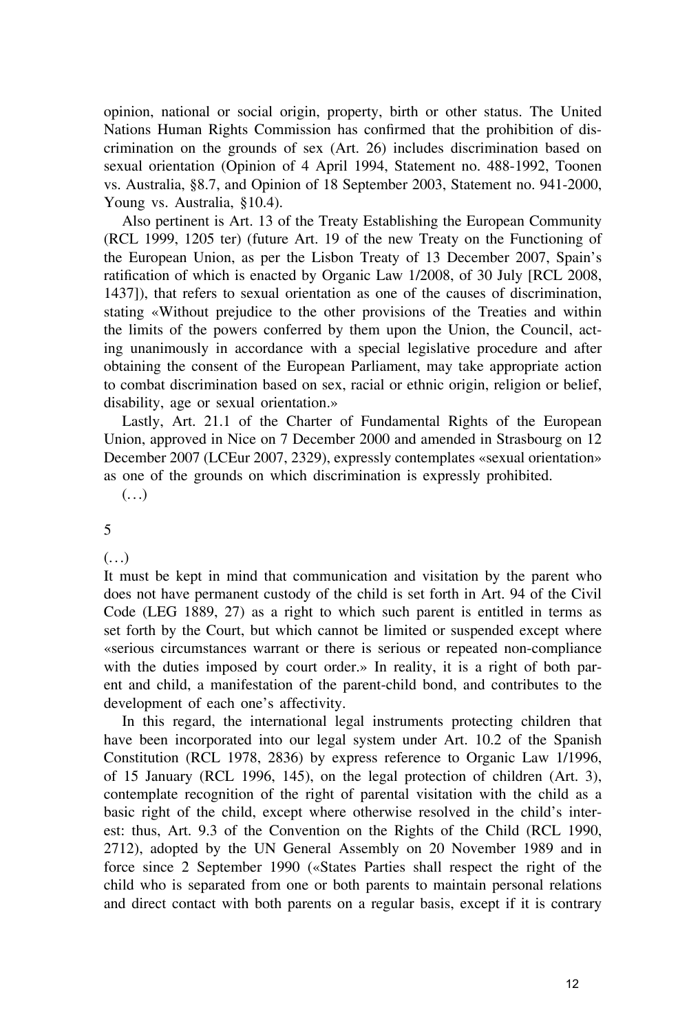opinion, national or social origin, property, birth or other status. The United Nations Human Rights Commission has confirmed that the prohibition of discrimination on the grounds of sex (Art. 26) includes discrimination based on sexual orientation (Opinion of 4 April 1994, Statement no. 488-1992, Toonen vs. Australia, §8.7, and Opinion of 18 September 2003, Statement no. 941-2000, Young vs. Australia, §10.4).

Also pertinent is Art. 13 of the Treaty Establishing the European Community (RCL 1999, 1205 ter) (future Art. 19 of the new Treaty on the Functioning of the European Union, as per the Lisbon Treaty of 13 December 2007, Spain's ratification of which is enacted by Organic Law 1/2008, of 30 July [RCL 2008, 1437]), that refers to sexual orientation as one of the causes of discrimination, stating «Without prejudice to the other provisions of the Treaties and within the limits of the powers conferred by them upon the Union, the Council, acting unanimously in accordance with a special legislative procedure and after obtaining the consent of the European Parliament, may take appropriate action to combat discrimination based on sex, racial or ethnic origin, religion or belief, disability, age or sexual orientation.»

Lastly, Art. 21.1 of the Charter of Fundamental Rights of the European Union, approved in Nice on 7 December 2000 and amended in Strasbourg on 12 December 2007 (LCEur 2007, 2329), expressly contemplates «sexual orientation» as one of the grounds on which discrimination is expressly prohibited.

(…)

5

(…)

It must be kept in mind that communication and visitation by the parent who does not have permanent custody of the child is set forth in Art. 94 of the Civil Code (LEG 1889, 27) as a right to which such parent is entitled in terms as set forth by the Court, but which cannot be limited or suspended except where «serious circumstances warrant or there is serious or repeated non-compliance with the duties imposed by court order.» In reality, it is a right of both parent and child, a manifestation of the parent-child bond, and contributes to the development of each one's affectivity.

In this regard, the international legal instruments protecting children that have been incorporated into our legal system under Art. 10.2 of the Spanish Constitution (RCL 1978, 2836) by express reference to Organic Law 1/1996, of 15 January (RCL 1996, 145), on the legal protection of children (Art. 3), contemplate recognition of the right of parental visitation with the child as a basic right of the child, except where otherwise resolved in the child's interest: thus, Art. 9.3 of the Convention on the Rights of the Child (RCL 1990, 2712), adopted by the UN General Assembly on 20 November 1989 and in force since 2 September 1990 («States Parties shall respect the right of the child who is separated from one or both parents to maintain personal relations and direct contact with both parents on a regular basis, except if it is contrary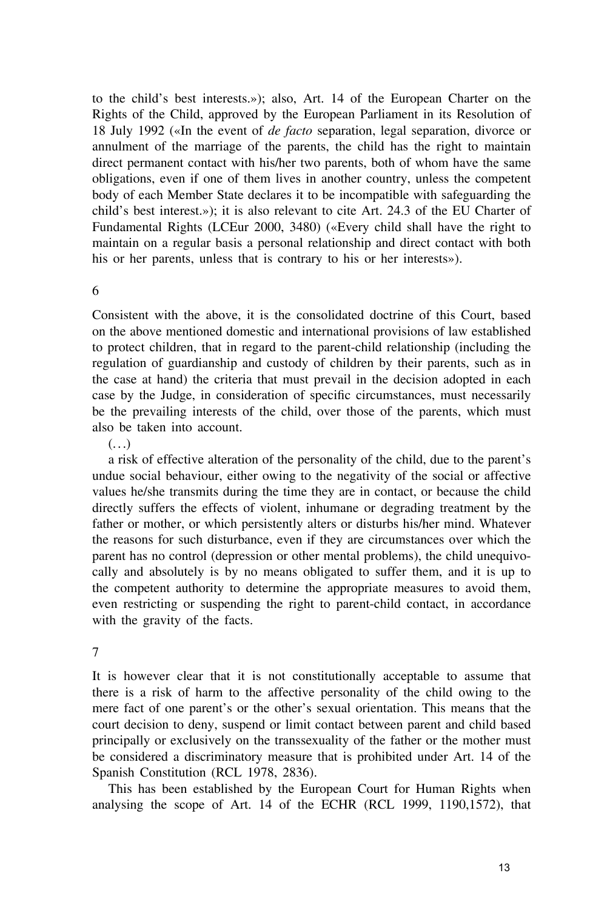to the child's best interests.»); also, Art. 14 of the European Charter on the Rights of the Child, approved by the European Parliament in its Resolution of 18 July 1992 («In the event of *de facto* separation, legal separation, divorce or annulment of the marriage of the parents, the child has the right to maintain direct permanent contact with his/her two parents, both of whom have the same obligations, even if one of them lives in another country, unless the competent body of each Member State declares it to be incompatible with safeguarding the child's best interest.»); it is also relevant to cite Art. 24.3 of the EU Charter of Fundamental Rights (LCEur 2000, 3480) («Every child shall have the right to maintain on a regular basis a personal relationship and direct contact with both his or her parents, unless that is contrary to his or her interests»).

6

Consistent with the above, it is the consolidated doctrine of this Court, based on the above mentioned domestic and international provisions of law established to protect children, that in regard to the parent-child relationship (including the regulation of guardianship and custody of children by their parents, such as in the case at hand) the criteria that must prevail in the decision adopted in each case by the Judge, in consideration of specific circumstances, must necessarily be the prevailing interests of the child, over those of the parents, which must also be taken into account.

(…)

a risk of effective alteration of the personality of the child, due to the parent's undue social behaviour, either owing to the negativity of the social or affective values he/she transmits during the time they are in contact, or because the child directly suffers the effects of violent, inhumane or degrading treatment by the father or mother, or which persistently alters or disturbs his/her mind. Whatever the reasons for such disturbance, even if they are circumstances over which the parent has no control (depression or other mental problems), the child unequivocally and absolutely is by no means obligated to suffer them, and it is up to the competent authority to determine the appropriate measures to avoid them, even restricting or suspending the right to parent-child contact, in accordance with the gravity of the facts.

7

It is however clear that it is not constitutionally acceptable to assume that there is a risk of harm to the affective personality of the child owing to the mere fact of one parent's or the other's sexual orientation. This means that the court decision to deny, suspend or limit contact between parent and child based principally or exclusively on the transsexuality of the father or the mother must be considered a discriminatory measure that is prohibited under Art. 14 of the Spanish Constitution (RCL 1978, 2836).

This has been established by the European Court for Human Rights when analysing the scope of Art. 14 of the ECHR (RCL 1999, 1190,1572), that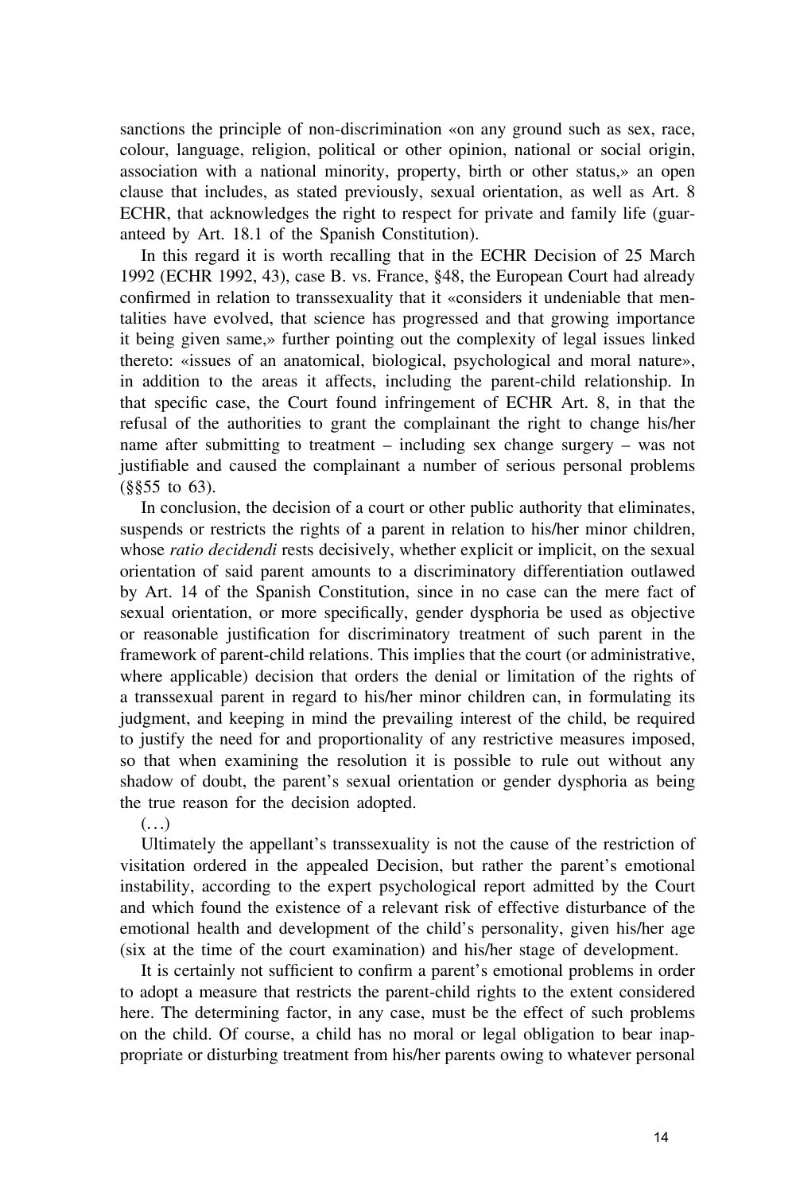sanctions the principle of non-discrimination «on any ground such as sex, race, colour, language, religion, political or other opinion, national or social origin, association with a national minority, property, birth or other status,» an open clause that includes, as stated previously, sexual orientation, as well as Art. 8 ECHR, that acknowledges the right to respect for private and family life (guaranteed by Art. 18.1 of the Spanish Constitution).

In this regard it is worth recalling that in the ECHR Decision of 25 March 1992 (ECHR 1992, 43), case B. vs. France, §48, the European Court had already confirmed in relation to transsexuality that it «considers it undeniable that mentalities have evolved, that science has progressed and that growing importance it being given same,» further pointing out the complexity of legal issues linked thereto: «issues of an anatomical, biological, psychological and moral nature», in addition to the areas it affects, including the parent-child relationship. In that specific case, the Court found infringement of ECHR Art. 8, in that the refusal of the authorities to grant the complainant the right to change his/her name after submitting to treatment – including sex change surgery – was not justifiable and caused the complainant a number of serious personal problems (§§55 to 63).

In conclusion, the decision of a court or other public authority that eliminates, suspends or restricts the rights of a parent in relation to his/her minor children, whose *ratio decidendi* rests decisively, whether explicit or implicit, on the sexual orientation of said parent amounts to a discriminatory differentiation outlawed by Art. 14 of the Spanish Constitution, since in no case can the mere fact of sexual orientation, or more specifically, gender dysphoria be used as objective or reasonable justification for discriminatory treatment of such parent in the framework of parent-child relations. This implies that the court (or administrative, where applicable) decision that orders the denial or limitation of the rights of a transsexual parent in regard to his/her minor children can, in formulating its judgment, and keeping in mind the prevailing interest of the child, be required to justify the need for and proportionality of any restrictive measures imposed, so that when examining the resolution it is possible to rule out without any shadow of doubt, the parent's sexual orientation or gender dysphoria as being the true reason for the decision adopted.

(…)

Ultimately the appellant's transsexuality is not the cause of the restriction of visitation ordered in the appealed Decision, but rather the parent's emotional instability, according to the expert psychological report admitted by the Court and which found the existence of a relevant risk of effective disturbance of the emotional health and development of the child's personality, given his/her age (six at the time of the court examination) and his/her stage of development.

It is certainly not sufficient to confirm a parent's emotional problems in order to adopt a measure that restricts the parent-child rights to the extent considered here. The determining factor, in any case, must be the effect of such problems on the child. Of course, a child has no moral or legal obligation to bear inappropriate or disturbing treatment from his/her parents owing to whatever personal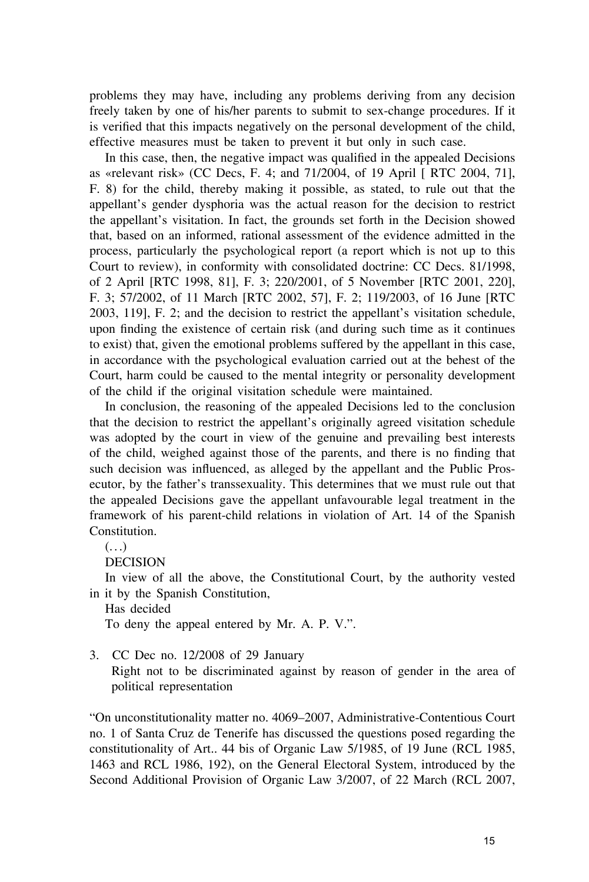problems they may have, including any problems deriving from any decision freely taken by one of his/her parents to submit to sex-change procedures. If it is verified that this impacts negatively on the personal development of the child, effective measures must be taken to prevent it but only in such case.

In this case, then, the negative impact was qualified in the appealed Decisions as «relevant risk» (CC Decs, F. 4; and 71/2004, of 19 April [ RTC 2004, 71], F. 8) for the child, thereby making it possible, as stated, to rule out that the appellant's gender dysphoria was the actual reason for the decision to restrict the appellant's visitation. In fact, the grounds set forth in the Decision showed that, based on an informed, rational assessment of the evidence admitted in the process, particularly the psychological report (a report which is not up to this Court to review), in conformity with consolidated doctrine: CC Decs. 81/1998, of 2 April [RTC 1998, 81], F. 3; 220/2001, of 5 November [RTC 2001, 220], F. 3; 57/2002, of 11 March [RTC 2002, 57], F. 2; 119/2003, of 16 June [RTC 2003, 119], F. 2; and the decision to restrict the appellant's visitation schedule, upon finding the existence of certain risk (and during such time as it continues to exist) that, given the emotional problems suffered by the appellant in this case, in accordance with the psychological evaluation carried out at the behest of the Court, harm could be caused to the mental integrity or personality development of the child if the original visitation schedule were maintained.

In conclusion, the reasoning of the appealed Decisions led to the conclusion that the decision to restrict the appellant's originally agreed visitation schedule was adopted by the court in view of the genuine and prevailing best interests of the child, weighed against those of the parents, and there is no finding that such decision was influenced, as alleged by the appellant and the Public Prosecutor, by the father's transsexuality. This determines that we must rule out that the appealed Decisions gave the appellant unfavourable legal treatment in the framework of his parent-child relations in violation of Art. 14 of the Spanish Constitution.

(…)

DECISION

In view of all the above, the Constitutional Court, by the authority vested in it by the Spanish Constitution,

Has decided

To deny the appeal entered by Mr. A. P. V.".

3. CC Dec no. 12/2008 of 29 January
   Right not to be discriminated against by reason of gender in the area of political representation

"On unconstitutionality matter no. 4069–2007, Administrative-Contentious Court no. 1 of Santa Cruz de Tenerife has discussed the questions posed regarding the constitutionality of Art.. 44 bis of Organic Law 5/1985, of 19 June (RCL 1985, 1463 and RCL 1986, 192), on the General Electoral System, introduced by the Second Additional Provision of Organic Law 3/2007, of 22 March (RCL 2007,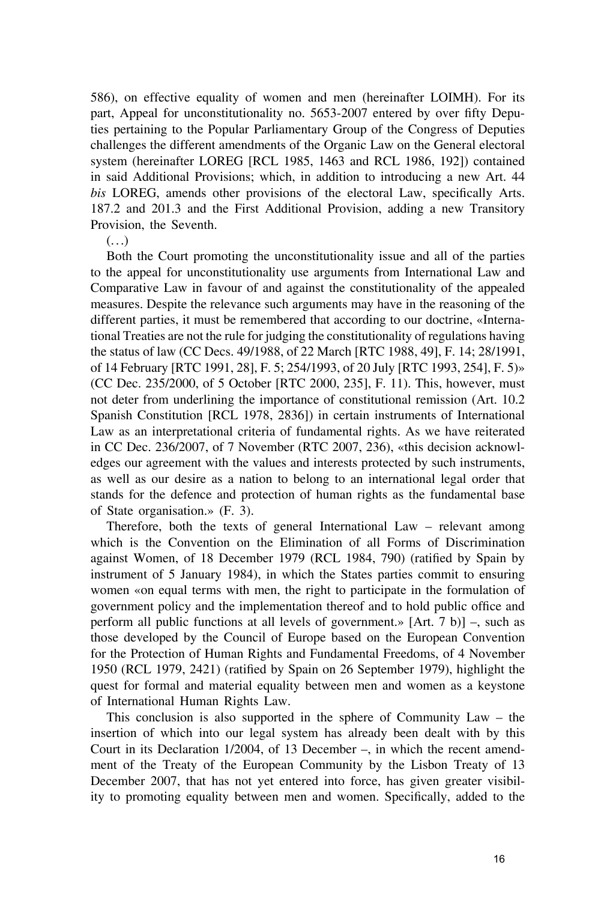586), on effective equality of women and men (hereinafter LOIMH). For its part, Appeal for unconstitutionality no. 5653-2007 entered by over fifty Deputies pertaining to the Popular Parliamentary Group of the Congress of Deputies challenges the different amendments of the Organic Law on the General electoral system (hereinafter LOREG [RCL 1985, 1463 and RCL 1986, 192]) contained in said Additional Provisions; which, in addition to introducing a new Art. 44 *bis* LOREG, amends other provisions of the electoral Law, specifically Arts. 187.2 and 201.3 and the First Additional Provision, adding a new Transitory Provision, the Seventh.

(…)

Both the Court promoting the unconstitutionality issue and all of the parties to the appeal for unconstitutionality use arguments from International Law and Comparative Law in favour of and against the constitutionality of the appealed measures. Despite the relevance such arguments may have in the reasoning of the different parties, it must be remembered that according to our doctrine, «International Treaties are not the rule for judging the constitutionality of regulations having the status of law (CC Decs. 49/1988, of 22 March [RTC 1988, 49], F. 14; 28/1991, of 14 February [RTC 1991, 28], F. 5; 254/1993, of 20 July [RTC 1993, 254], F. 5)» (CC Dec. 235/2000, of 5 October [RTC 2000, 235], F. 11). This, however, must not deter from underlining the importance of constitutional remission (Art. 10.2 Spanish Constitution [RCL 1978, 2836]) in certain instruments of International Law as an interpretational criteria of fundamental rights. As we have reiterated in CC Dec. 236/2007, of 7 November (RTC 2007, 236), «this decision acknowledges our agreement with the values and interests protected by such instruments, as well as our desire as a nation to belong to an international legal order that stands for the defence and protection of human rights as the fundamental base of State organisation.» (F. 3).

Therefore, both the texts of general International Law – relevant among which is the Convention on the Elimination of all Forms of Discrimination against Women, of 18 December 1979 (RCL 1984, 790) (ratified by Spain by instrument of 5 January 1984), in which the States parties commit to ensuring women «on equal terms with men, the right to participate in the formulation of government policy and the implementation thereof and to hold public office and perform all public functions at all levels of government.» [Art. 7 b)] –, such as those developed by the Council of Europe based on the European Convention for the Protection of Human Rights and Fundamental Freedoms, of 4 November 1950 (RCL 1979, 2421) (ratified by Spain on 26 September 1979), highlight the quest for formal and material equality between men and women as a keystone of International Human Rights Law.

This conclusion is also supported in the sphere of Community Law – the insertion of which into our legal system has already been dealt with by this Court in its Declaration 1/2004, of 13 December –, in which the recent amendment of the Treaty of the European Community by the Lisbon Treaty of 13 December 2007, that has not yet entered into force, has given greater visibility to promoting equality between men and women. Specifically, added to the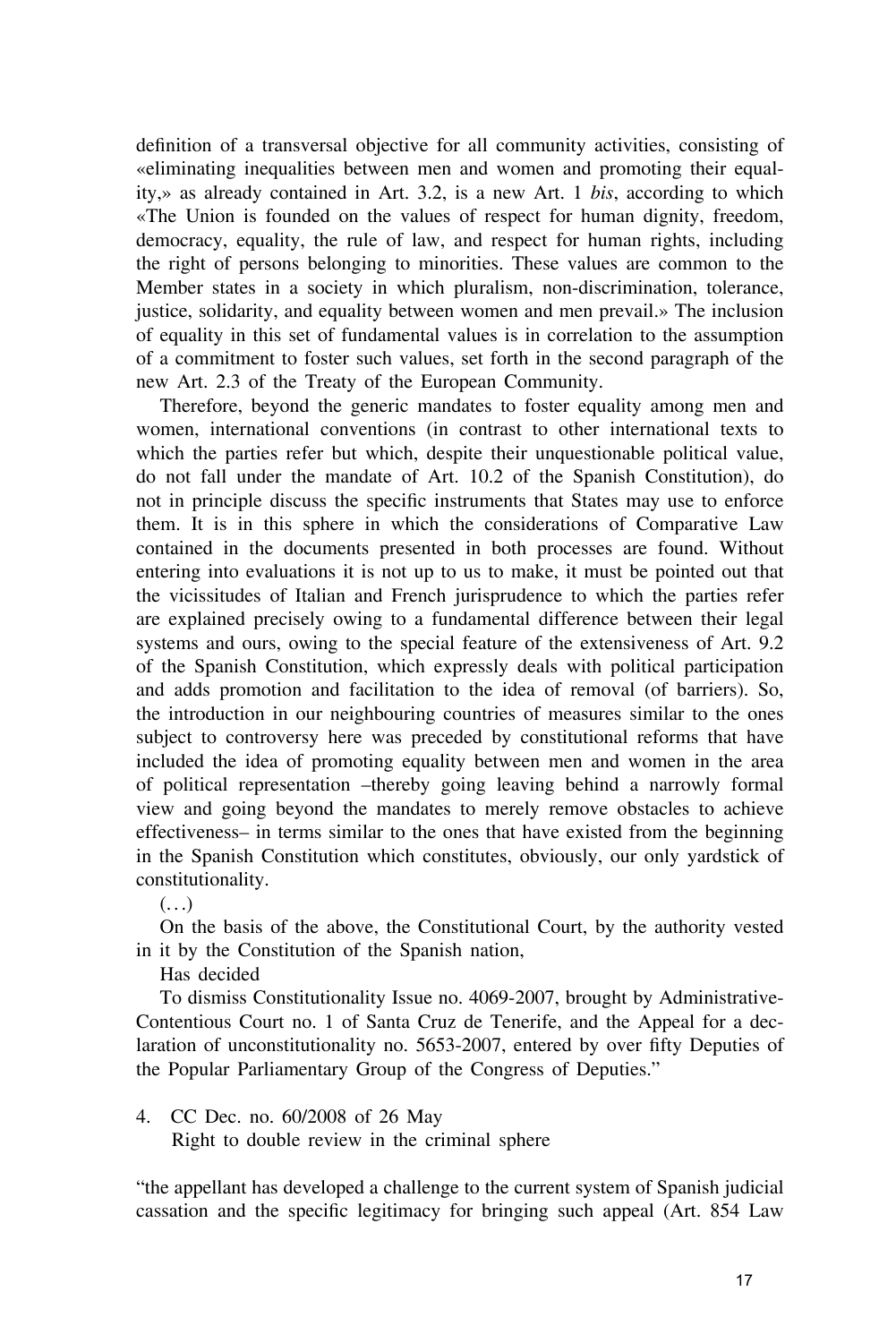definition of a transversal objective for all community activities, consisting of «eliminating inequalities between men and women and promoting their equality,» as already contained in Art. 3.2, is a new Art. 1 *bis*, according to which «The Union is founded on the values of respect for human dignity, freedom, democracy, equality, the rule of law, and respect for human rights, including the right of persons belonging to minorities. These values are common to the Member states in a society in which pluralism, non-discrimination, tolerance, justice, solidarity, and equality between women and men prevail.» The inclusion of equality in this set of fundamental values is in correlation to the assumption of a commitment to foster such values, set forth in the second paragraph of the new Art. 2.3 of the Treaty of the European Community.

Therefore, beyond the generic mandates to foster equality among men and women, international conventions (in contrast to other international texts to which the parties refer but which, despite their unquestionable political value, do not fall under the mandate of Art. 10.2 of the Spanish Constitution), do not in principle discuss the specific instruments that States may use to enforce them. It is in this sphere in which the considerations of Comparative Law contained in the documents presented in both processes are found. Without entering into evaluations it is not up to us to make, it must be pointed out that the vicissitudes of Italian and French jurisprudence to which the parties refer are explained precisely owing to a fundamental difference between their legal systems and ours, owing to the special feature of the extensiveness of Art. 9.2 of the Spanish Constitution, which expressly deals with political participation and adds promotion and facilitation to the idea of removal (of barriers). So, the introduction in our neighbouring countries of measures similar to the ones subject to controversy here was preceded by constitutional reforms that have included the idea of promoting equality between men and women in the area of political representation –thereby going leaving behind a narrowly formal view and going beyond the mandates to merely remove obstacles to achieve effectiveness– in terms similar to the ones that have existed from the beginning in the Spanish Constitution which constitutes, obviously, our only yardstick of constitutionality.

(…)

On the basis of the above, the Constitutional Court, by the authority vested in it by the Constitution of the Spanish nation,

Has decided

To dismiss Constitutionality Issue no. 4069-2007, brought by Administrative-Contentious Court no. 1 of Santa Cruz de Tenerife, and the Appeal for a declaration of unconstitutionality no. 5653-2007, entered by over fifty Deputies of the Popular Parliamentary Group of the Congress of Deputies."

4. CC Dec. no. 60/2008 of 26 May
   Right to double review in the criminal sphere

"the appellant has developed a challenge to the current system of Spanish judicial cassation and the specific legitimacy for bringing such appeal (Art. 854 Law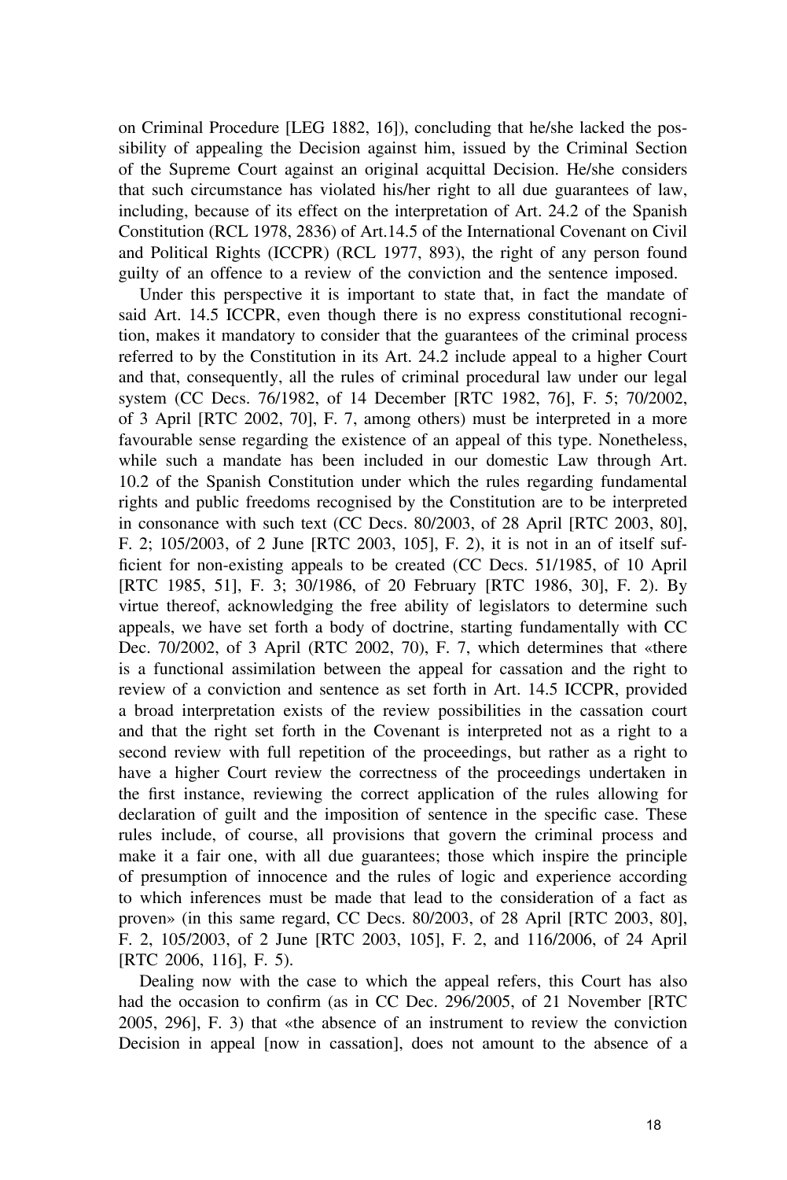on Criminal Procedure [LEG 1882, 16]), concluding that he/she lacked the possibility of appealing the Decision against him, issued by the Criminal Section of the Supreme Court against an original acquittal Decision. He/she considers that such circumstance has violated his/her right to all due guarantees of law, including, because of its effect on the interpretation of Art. 24.2 of the Spanish Constitution (RCL 1978, 2836) of Art.14.5 of the International Covenant on Civil and Political Rights (ICCPR) (RCL 1977, 893), the right of any person found guilty of an offence to a review of the conviction and the sentence imposed.

Under this perspective it is important to state that, in fact the mandate of said Art. 14.5 ICCPR, even though there is no express constitutional recognition, makes it mandatory to consider that the guarantees of the criminal process referred to by the Constitution in its Art. 24.2 include appeal to a higher Court and that, consequently, all the rules of criminal procedural law under our legal system (CC Decs. 76/1982, of 14 December [RTC 1982, 76], F. 5; 70/2002, of 3 April [RTC 2002, 70], F. 7, among others) must be interpreted in a more favourable sense regarding the existence of an appeal of this type. Nonetheless, while such a mandate has been included in our domestic Law through Art. 10.2 of the Spanish Constitution under which the rules regarding fundamental rights and public freedoms recognised by the Constitution are to be interpreted in consonance with such text (CC Decs. 80/2003, of 28 April [RTC 2003, 80], F. 2; 105/2003, of 2 June [RTC 2003, 105], F. 2), it is not in an of itself sufficient for non-existing appeals to be created (CC Decs. 51/1985, of 10 April [RTC 1985, 51], F. 3; 30/1986, of 20 February [RTC 1986, 30], F. 2). By virtue thereof, acknowledging the free ability of legislators to determine such appeals, we have set forth a body of doctrine, starting fundamentally with CC Dec. 70/2002, of 3 April (RTC 2002, 70), F. 7, which determines that «there is a functional assimilation between the appeal for cassation and the right to review of a conviction and sentence as set forth in Art. 14.5 ICCPR, provided a broad interpretation exists of the review possibilities in the cassation court and that the right set forth in the Covenant is interpreted not as a right to a second review with full repetition of the proceedings, but rather as a right to have a higher Court review the correctness of the proceedings undertaken in the first instance, reviewing the correct application of the rules allowing for declaration of guilt and the imposition of sentence in the specific case. These rules include, of course, all provisions that govern the criminal process and make it a fair one, with all due guarantees; those which inspire the principle of presumption of innocence and the rules of logic and experience according to which inferences must be made that lead to the consideration of a fact as proven» (in this same regard, CC Decs. 80/2003, of 28 April [RTC 2003, 80], F. 2, 105/2003, of 2 June [RTC 2003, 105], F. 2, and 116/2006, of 24 April [RTC 2006, 116], F. 5).

Dealing now with the case to which the appeal refers, this Court has also had the occasion to confirm (as in CC Dec. 296/2005, of 21 November [RTC 2005, 296], F. 3) that «the absence of an instrument to review the conviction Decision in appeal [now in cassation], does not amount to the absence of a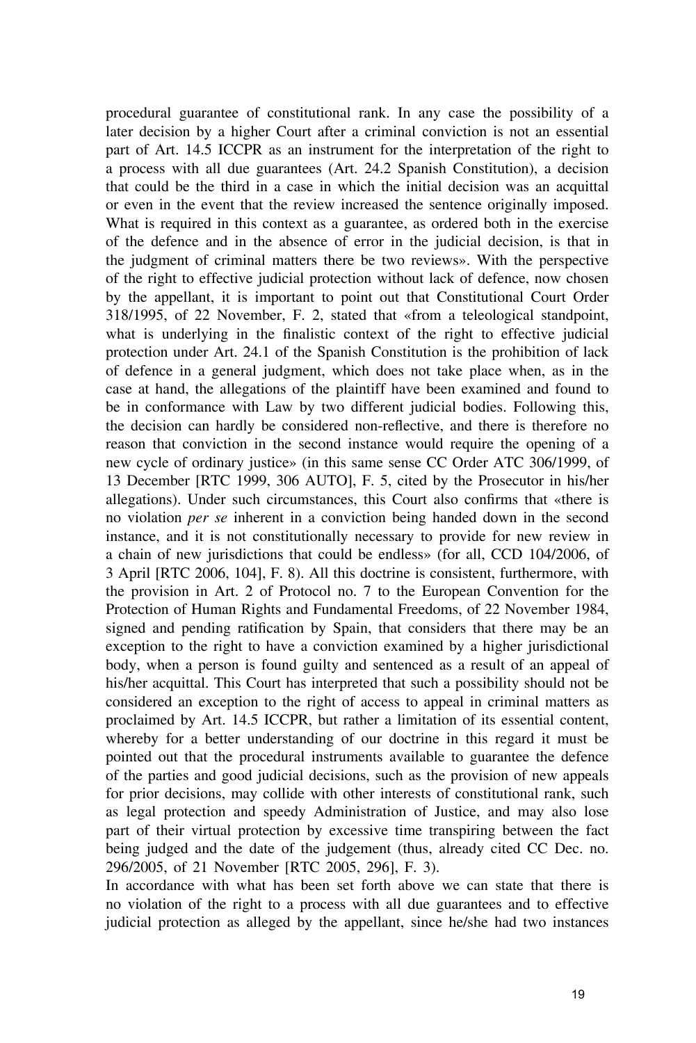procedural guarantee of constitutional rank. In any case the possibility of a later decision by a higher Court after a criminal conviction is not an essential part of Art. 14.5 ICCPR as an instrument for the interpretation of the right to a process with all due guarantees (Art. 24.2 Spanish Constitution), a decision that could be the third in a case in which the initial decision was an acquittal or even in the event that the review increased the sentence originally imposed. What is required in this context as a guarantee, as ordered both in the exercise of the defence and in the absence of error in the judicial decision, is that in the judgment of criminal matters there be two reviews». With the perspective of the right to effective judicial protection without lack of defence, now chosen by the appellant, it is important to point out that Constitutional Court Order 318/1995, of 22 November, F. 2, stated that «from a teleological standpoint, what is underlying in the finalistic context of the right to effective judicial protection under Art. 24.1 of the Spanish Constitution is the prohibition of lack of defence in a general judgment, which does not take place when, as in the case at hand, the allegations of the plaintiff have been examined and found to be in conformance with Law by two different judicial bodies. Following this, the decision can hardly be considered non-reflective, and there is therefore no reason that conviction in the second instance would require the opening of a new cycle of ordinary justice» (in this same sense CC Order ATC 306/1999, of 13 December [RTC 1999, 306 AUTO], F. 5, cited by the Prosecutor in his/her allegations). Under such circumstances, this Court also confirms that «there is no violation *per se* inherent in a conviction being handed down in the second instance, and it is not constitutionally necessary to provide for new review in a chain of new jurisdictions that could be endless» (for all, CCD 104/2006, of 3 April [RTC 2006, 104], F. 8). All this doctrine is consistent, furthermore, with the provision in Art. 2 of Protocol no. 7 to the European Convention for the Protection of Human Rights and Fundamental Freedoms, of 22 November 1984, signed and pending ratification by Spain, that considers that there may be an exception to the right to have a conviction examined by a higher jurisdictional body, when a person is found guilty and sentenced as a result of an appeal of his/her acquittal. This Court has interpreted that such a possibility should not be considered an exception to the right of access to appeal in criminal matters as proclaimed by Art. 14.5 ICCPR, but rather a limitation of its essential content, whereby for a better understanding of our doctrine in this regard it must be pointed out that the procedural instruments available to guarantee the defence of the parties and good judicial decisions, such as the provision of new appeals for prior decisions, may collide with other interests of constitutional rank, such as legal protection and speedy Administration of Justice, and may also lose part of their virtual protection by excessive time transpiring between the fact being judged and the date of the judgement (thus, already cited CC Dec. no. 296/2005, of 21 November [RTC 2005, 296], F. 3).

In accordance with what has been set forth above we can state that there is no violation of the right to a process with all due guarantees and to effective judicial protection as alleged by the appellant, since he/she had two instances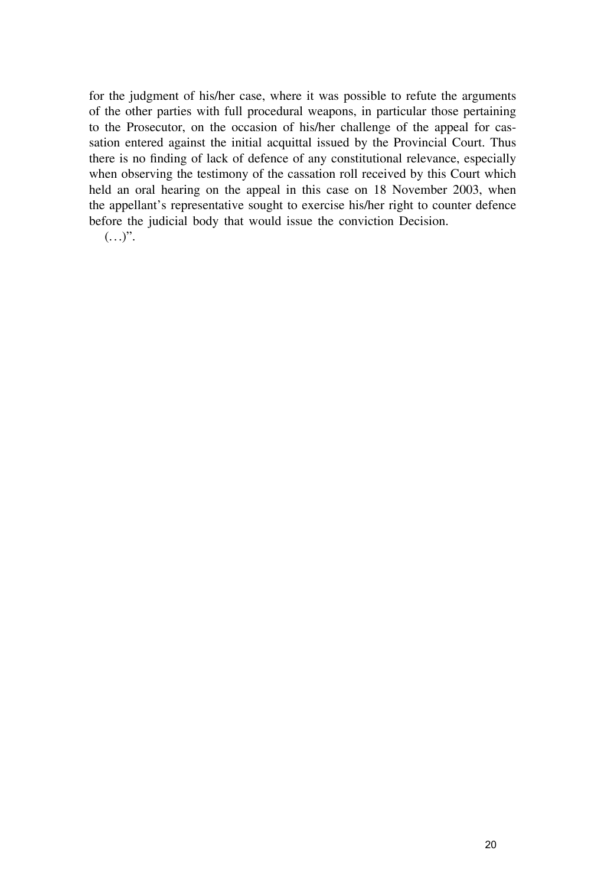for the judgment of his/her case, where it was possible to refute the arguments of the other parties with full procedural weapons, in particular those pertaining to the Prosecutor, on the occasion of his/her challenge of the appeal for cassation entered against the initial acquittal issued by the Provincial Court. Thus there is no finding of lack of defence of any constitutional relevance, especially when observing the testimony of the cassation roll received by this Court which held an oral hearing on the appeal in this case on 18 November 2003, when the appellant's representative sought to exercise his/her right to counter defence before the judicial body that would issue the conviction Decision.

(…)".